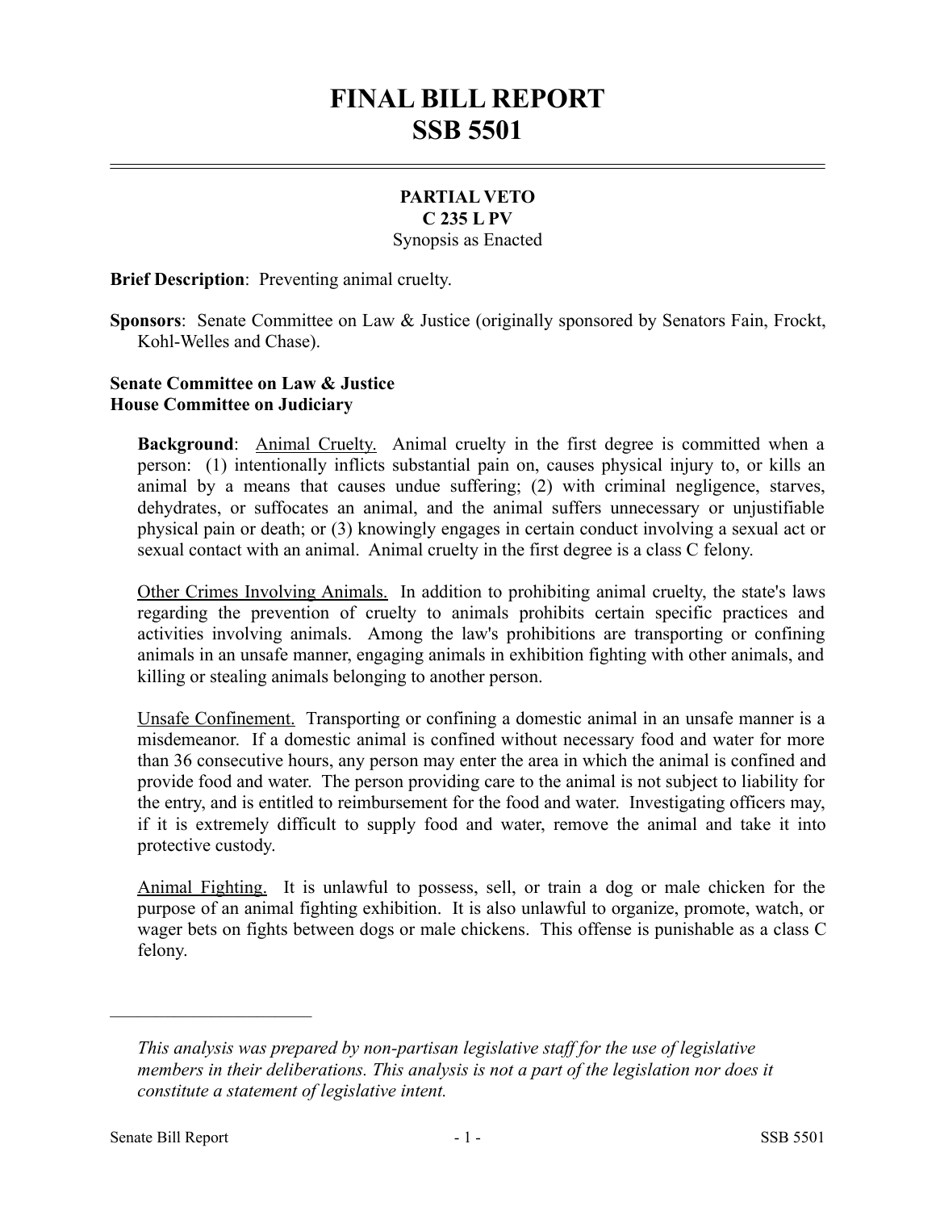# FINAL BILL REPORT
# SSB 5501

**PARTIAL VETO**
**C 235 L PV**
Synopsis as Enacted

**Brief Description**: Preventing animal cruelty.

**Sponsors**: Senate Committee on Law & Justice (originally sponsored by Senators Fain, Frockt, Kohl-Welles and Chase).

**Senate Committee on Law & Justice**
**House Committee on Judiciary**

**Background**: Animal Cruelty. Animal cruelty in the first degree is committed when a person: (1) intentionally inflicts substantial pain on, causes physical injury to, or kills an animal by a means that causes undue suffering; (2) with criminal negligence, starves, dehydrates, or suffocates an animal, and the animal suffers unnecessary or unjustifiable physical pain or death; or (3) knowingly engages in certain conduct involving a sexual act or sexual contact with an animal. Animal cruelty in the first degree is a class C felony.

Other Crimes Involving Animals. In addition to prohibiting animal cruelty, the state's laws regarding the prevention of cruelty to animals prohibits certain specific practices and activities involving animals. Among the law's prohibitions are transporting or confining animals in an unsafe manner, engaging animals in exhibition fighting with other animals, and killing or stealing animals belonging to another person.

Unsafe Confinement. Transporting or confining a domestic animal in an unsafe manner is a misdemeanor. If a domestic animal is confined without necessary food and water for more than 36 consecutive hours, any person may enter the area in which the animal is confined and provide food and water. The person providing care to the animal is not subject to liability for the entry, and is entitled to reimbursement for the food and water. Investigating officers may, if it is extremely difficult to supply food and water, remove the animal and take it into protective custody.

Animal Fighting. It is unlawful to possess, sell, or train a dog or male chicken for the purpose of an animal fighting exhibition. It is also unlawful to organize, promote, watch, or wager bets on fights between dogs or male chickens. This offense is punishable as a class C felony.

---

*This analysis was prepared by non-partisan legislative staff for the use of legislative members in their deliberations. This analysis is not a part of the legislation nor does it constitute a statement of legislative intent.*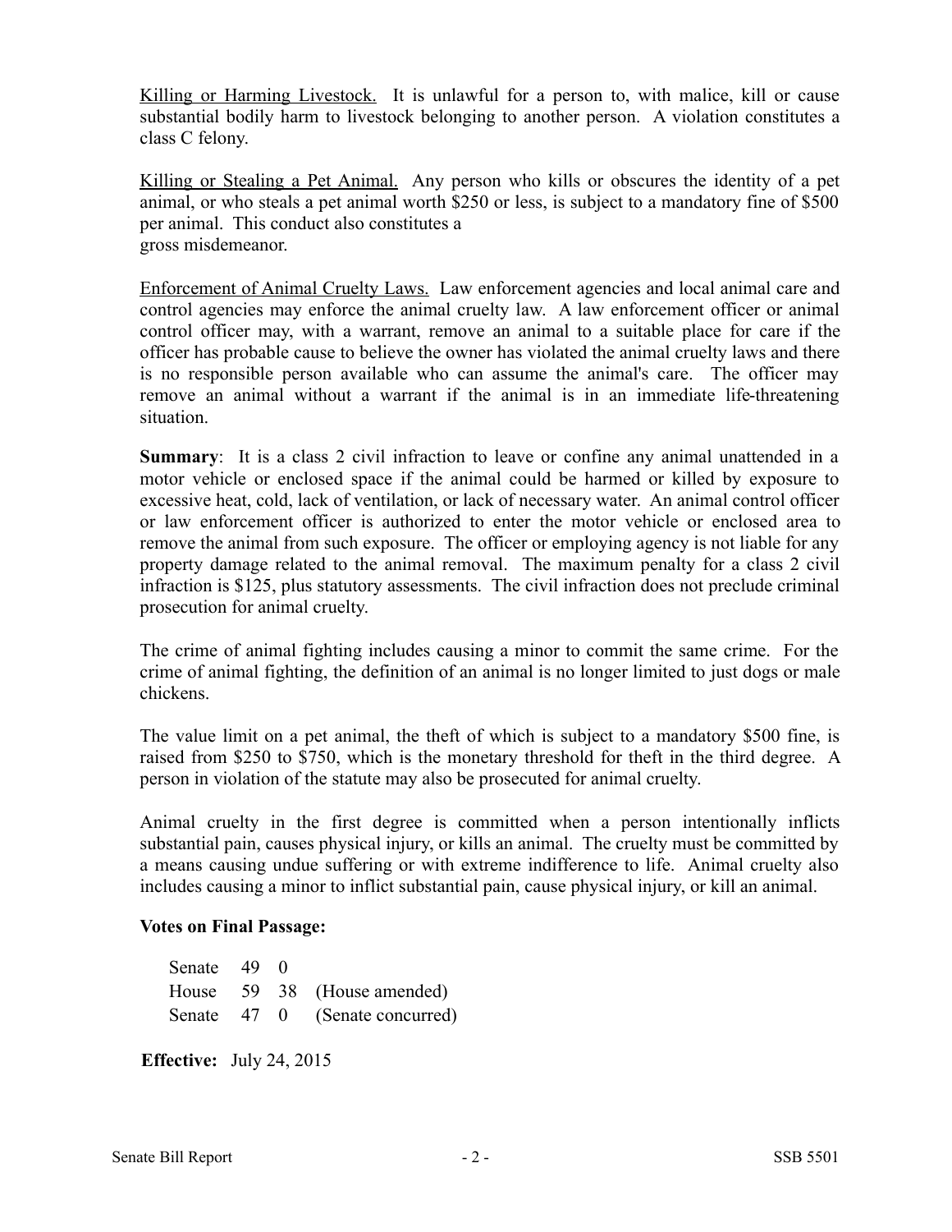<u>Killing or Harming Livestock.</u> It is unlawful for a person to, with malice, kill or cause substantial bodily harm to livestock belonging to another person. A violation constitutes a class C felony.

<u>Killing or Stealing a Pet Animal.</u> Any person who kills or obscures the identity of a pet animal, or who steals a pet animal worth $250 or less, is subject to a mandatory fine of $500 per animal. This conduct also constitutes a gross misdemeanor.

<u>Enforcement of Animal Cruelty Laws.</u> Law enforcement agencies and local animal care and control agencies may enforce the animal cruelty law. A law enforcement officer or animal control officer may, with a warrant, remove an animal to a suitable place for care if the officer has probable cause to believe the owner has violated the animal cruelty laws and there is no responsible person available who can assume the animal's care. The officer may remove an animal without a warrant if the animal is in an immediate life-threatening situation.

**Summary**: It is a class 2 civil infraction to leave or confine any animal unattended in a motor vehicle or enclosed space if the animal could be harmed or killed by exposure to excessive heat, cold, lack of ventilation, or lack of necessary water. An animal control officer or law enforcement officer is authorized to enter the motor vehicle or enclosed area to remove the animal from such exposure. The officer or employing agency is not liable for any property damage related to the animal removal. The maximum penalty for a class 2 civil infraction is $125, plus statutory assessments. The civil infraction does not preclude criminal prosecution for animal cruelty.

The crime of animal fighting includes causing a minor to commit the same crime. For the crime of animal fighting, the definition of an animal is no longer limited to just dogs or male chickens.

The value limit on a pet animal, the theft of which is subject to a mandatory $500 fine, is raised from $250 to $750, which is the monetary threshold for theft in the third degree. A person in violation of the statute may also be prosecuted for animal cruelty.

Animal cruelty in the first degree is committed when a person intentionally inflicts substantial pain, causes physical injury, or kills an animal. The cruelty must be committed by a means causing undue suffering or with extreme indifference to life. Animal cruelty also includes causing a minor to inflict substantial pain, cause physical injury, or kill an animal.

**Votes on Final Passage:**

| | | | |
|---|---|---|---|
| Senate | 49 | 0 | |
| House | 59 | 38 | (House amended) |
| Senate | 47 | 0 | (Senate concurred) |

**Effective:** July 24, 2015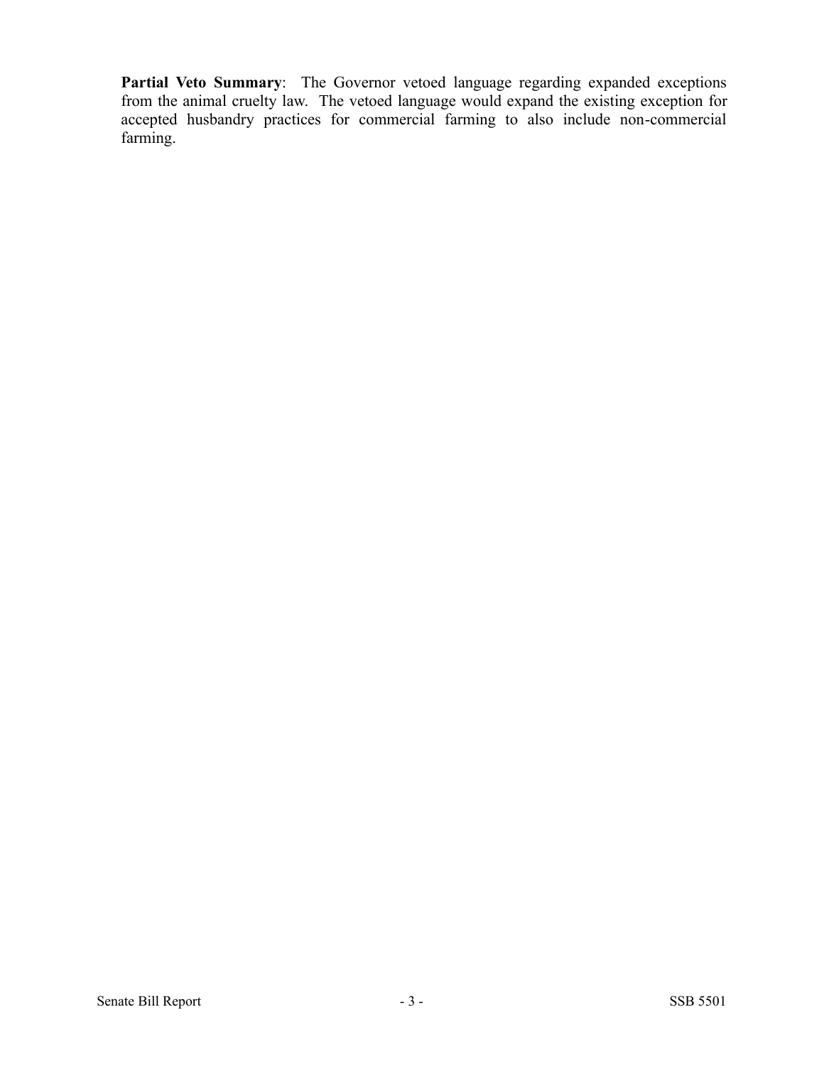**Partial Veto Summary**: The Governor vetoed language regarding expanded exceptions from the animal cruelty law. The vetoed language would expand the existing exception for accepted husbandry practices for commercial farming to also include non-commercial farming.